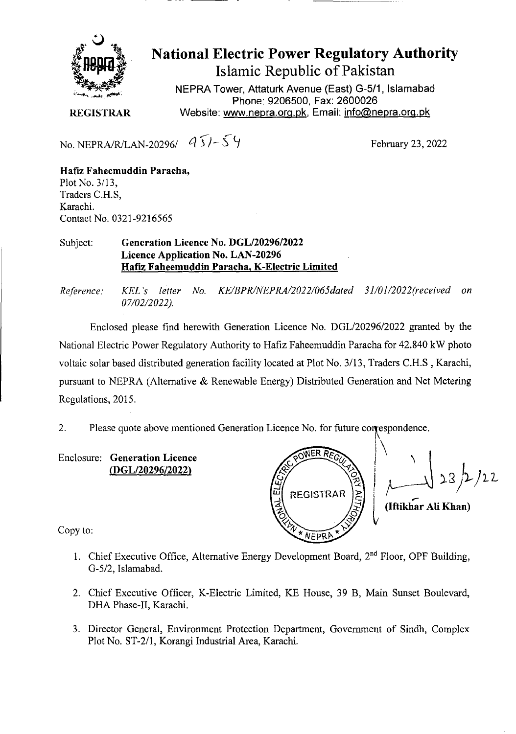# National Electric Power Regulatory Authority

## Islamic Republic of Pakistan

NEPRA Tower, Attaturk Avenue (East) G-5/1, Islamabad
Phone: 9206500, Fax: 2600026
Website: www.nepra.org.pk, Email: info@nepra.org.pk

**REGISTRAR**

No. NEPRA/R/LAN-20296/ 451-54

February 23, 2022

**Hafiz Faheemuddin Paracha,**
Plot No. 3/13,
Traders C.H.S,
Karachi.
Contact No. 0321-9216565

Subject: **Generation Licence No. DGL/20296/2022**
**Licence Application No. LAN-20296**
**Hafiz Faheemuddin Paracha, K-Electric Limited**

*Reference: KEL's letter No. KE/BPR/NEPRA/2022/065dated 31/01/2022(received on 07/02/2022).*

Enclosed please find herewith Generation Licence No. DGL/20296/2022 granted by the National Electric Power Regulatory Authority to Hafiz Faheemuddin Paracha for 42.840 kW photo voltaic solar based distributed generation facility located at Plot No. 3/13, Traders C.H.S , Karachi, pursuant to NEPRA (Alternative & Renewable Energy) Distributed Generation and Net Metering Regulations, 2015.

2. Please quote above mentioned Generation Licence No. for future correspondence.

Enclosure: **Generation Licence (DGL/20296/2022)**

23/2/22

**(Iftikhar Ali Khan)**

Copy to:

1. Chief Executive Office, Alternative Energy Development Board, 2nd Floor, OPF Building, G-5/2, Islamabad.
2. Chief Executive Officer, K-Electric Limited, KE House, 39 B, Main Sunset Boulevard, DHA Phase-II, Karachi.
3. Director General, Environment Protection Department, Government of Sindh, Complex Plot No. ST-2/1, Korangi Industrial Area, Karachi.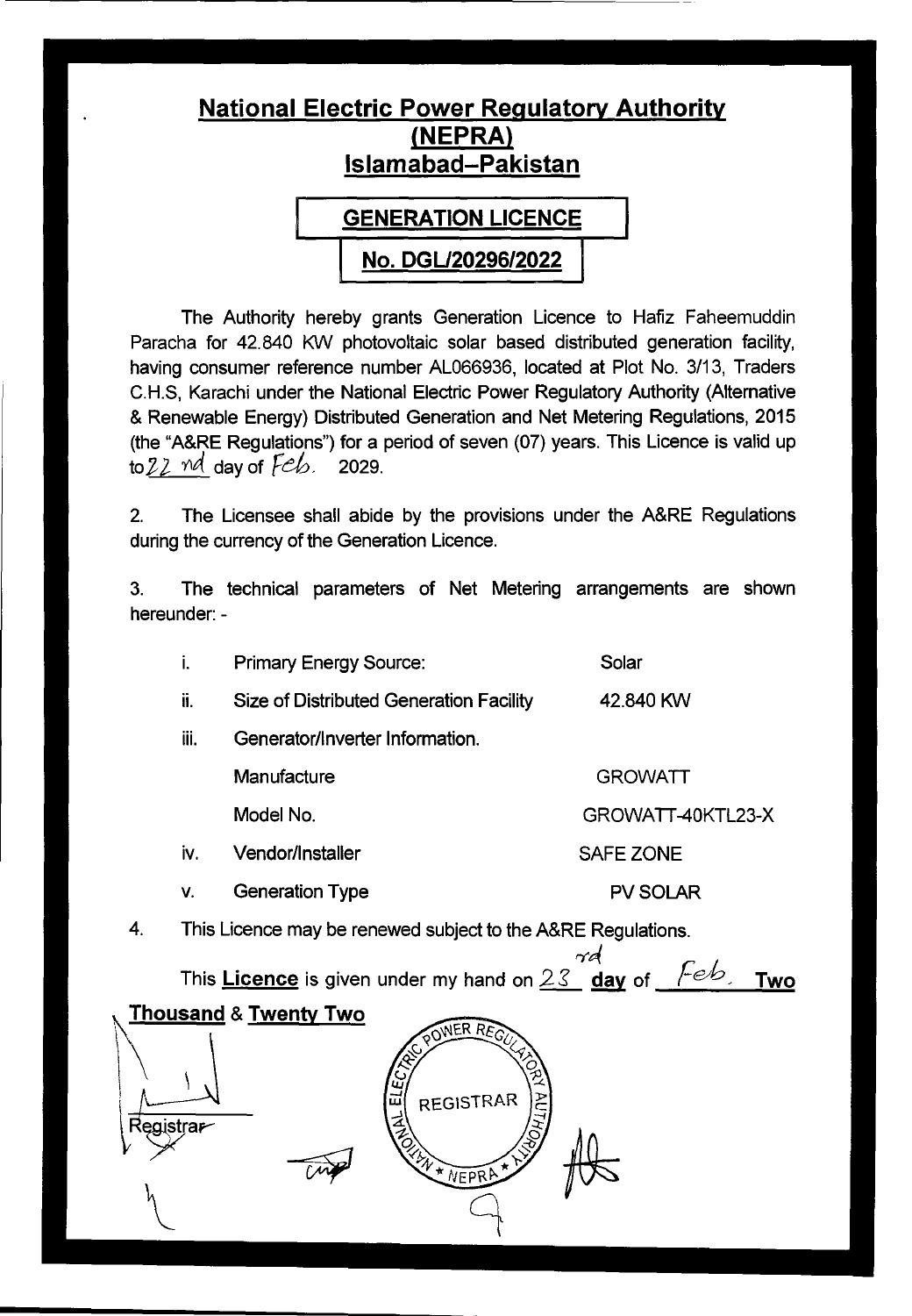# National Electric Power Regulatory Authority (NEPRA) Islamabad–Pakistan

## GENERATION LICENCE

## No. DGL/20296/2022

The Authority hereby grants Generation Licence to Hafiz Faheemuddin Paracha for 42.840 KW photovoltaic solar based distributed generation facility, having consumer reference number AL066936, located at Plot No. 3/13, Traders C.H.S, Karachi under the National Electric Power Regulatory Authority (Alternative & Renewable Energy) Distributed Generation and Net Metering Regulations, 2015 (the "A&RE Regulations") for a period of seven (07) years. This Licence is valid up to 22 nd day of Feb. 2029.

2. The Licensee shall abide by the provisions under the A&RE Regulations during the currency of the Generation Licence.

3. The technical parameters of Net Metering arrangements are shown hereunder: -

| | | |
|---|---|---|
| i. | Primary Energy Source: | Solar |
| ii. | Size of Distributed Generation Facility | 42.840 KW |
| iii. | Generator/Inverter Information. | |
| | Manufacture | GROWATT |
| | Model No. | GROWATT-40KTL23-X |
| iv. | Vendor/Installer | SAFE ZONE |
| v. | Generation Type | PV SOLAR |

4. This Licence may be renewed subject to the A&RE Regulations.

This **Licence** is given under my hand on 23rd **day** of Feb. **Two Thousand** & **Twenty Two**

Registrar

NATIONAL ELECTRIC POWER REGULATORY AUTHORITY
REGISTRAR
NEPRA